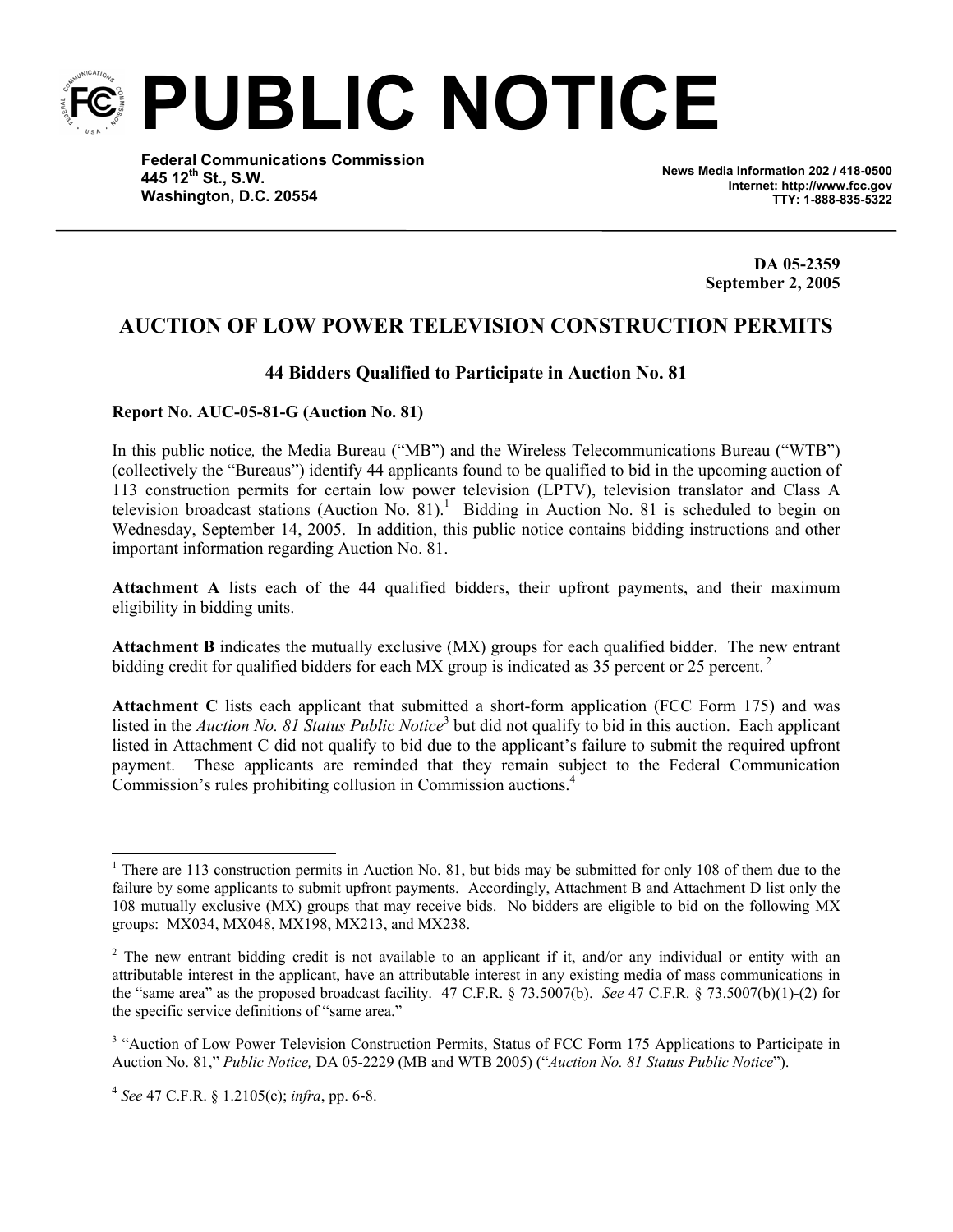# PUBLIC NOTICE

**Federal Communications Commission**
**445 12th St., S.W.**
**Washington, D.C. 20554**

**News Media Information 202 / 418-0500**
**Internet: http://www.fcc.gov**
**TTY: 1-888-835-5322**

**DA 05-2359**
**September 2, 2005**

## AUCTION OF LOW POWER TELEVISION CONSTRUCTION PERMITS

### 44 Bidders Qualified to Participate in Auction No. 81

**Report No. AUC-05-81-G (Auction No. 81)**

In this public notice, the Media Bureau ("MB") and the Wireless Telecommunications Bureau ("WTB") (collectively the "Bureaus") identify 44 applicants found to be qualified to bid in the upcoming auction of 113 construction permits for certain low power television (LPTV), television translator and Class A television broadcast stations (Auction No. 81).[1] Bidding in Auction No. 81 is scheduled to begin on Wednesday, September 14, 2005. In addition, this public notice contains bidding instructions and other important information regarding Auction No. 81.

**Attachment A** lists each of the 44 qualified bidders, their upfront payments, and their maximum eligibility in bidding units.

**Attachment B** indicates the mutually exclusive (MX) groups for each qualified bidder. The new entrant bidding credit for qualified bidders for each MX group is indicated as 35 percent or 25 percent.[2]

**Attachment C** lists each applicant that submitted a short-form application (FCC Form 175) and was listed in the *Auction No. 81 Status Public Notice*[3] but did not qualify to bid in this auction. Each applicant listed in Attachment C did not qualify to bid due to the applicant's failure to submit the required upfront payment. These applicants are reminded that they remain subject to the Federal Communication Commission's rules prohibiting collusion in Commission auctions.[4]

---

[1] There are 113 construction permits in Auction No. 81, but bids may be submitted for only 108 of them due to the failure by some applicants to submit upfront payments. Accordingly, Attachment B and Attachment D list only the 108 mutually exclusive (MX) groups that may receive bids. No bidders are eligible to bid on the following MX groups: MX034, MX048, MX198, MX213, and MX238.

[2] The new entrant bidding credit is not available to an applicant if it, and/or any individual or entity with an attributable interest in the applicant, have an attributable interest in any existing media of mass communications in the "same area" as the proposed broadcast facility. 47 C.F.R. § 73.5007(b). *See* 47 C.F.R. § 73.5007(b)(1)-(2) for the specific service definitions of "same area."

[3] "Auction of Low Power Television Construction Permits, Status of FCC Form 175 Applications to Participate in Auction No. 81," *Public Notice,* DA 05-2229 (MB and WTB 2005) ("*Auction No. 81 Status Public Notice*").

[4] *See* 47 C.F.R. § 1.2105(c); *infra*, pp. 6-8.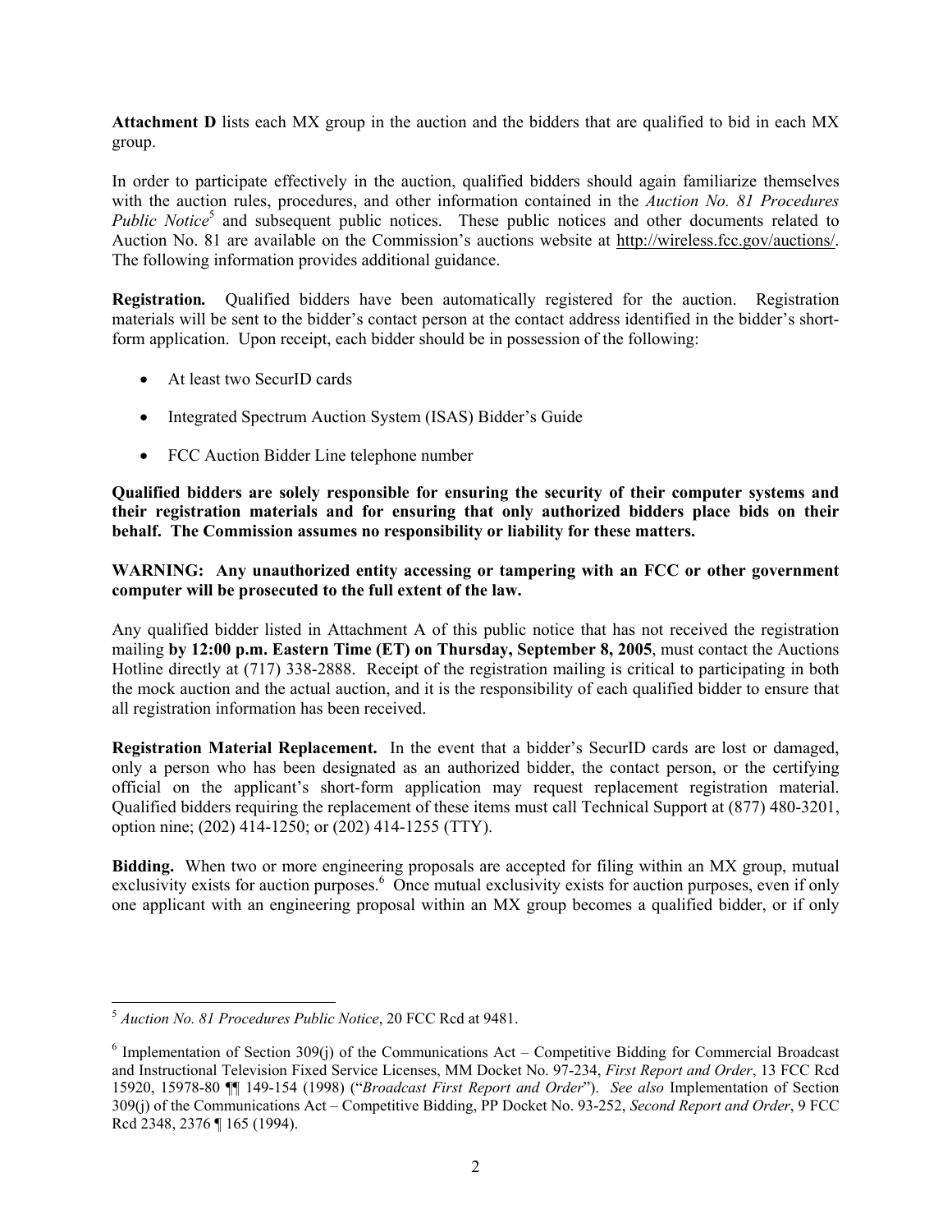**Attachment D** lists each MX group in the auction and the bidders that are qualified to bid in each MX group.

In order to participate effectively in the auction, qualified bidders should again familiarize themselves with the auction rules, procedures, and other information contained in the *Auction No. 81 Procedures Public Notice*[5] and subsequent public notices. These public notices and other documents related to Auction No. 81 are available on the Commission's auctions website at http://wireless.fcc.gov/auctions/. The following information provides additional guidance.

**Registration.** Qualified bidders have been automatically registered for the auction. Registration materials will be sent to the bidder's contact person at the contact address identified in the bidder's short-form application. Upon receipt, each bidder should be in possession of the following:

- At least two SecurID cards
- Integrated Spectrum Auction System (ISAS) Bidder's Guide
- FCC Auction Bidder Line telephone number

**Qualified bidders are solely responsible for ensuring the security of their computer systems and their registration materials and for ensuring that only authorized bidders place bids on their behalf. The Commission assumes no responsibility or liability for these matters.**

**WARNING: Any unauthorized entity accessing or tampering with an FCC or other government computer will be prosecuted to the full extent of the law.**

Any qualified bidder listed in Attachment A of this public notice that has not received the registration mailing **by 12:00 p.m. Eastern Time (ET) on Thursday, September 8, 2005**, must contact the Auctions Hotline directly at (717) 338-2888. Receipt of the registration mailing is critical to participating in both the mock auction and the actual auction, and it is the responsibility of each qualified bidder to ensure that all registration information has been received.

**Registration Material Replacement.** In the event that a bidder's SecurID cards are lost or damaged, only a person who has been designated as an authorized bidder, the contact person, or the certifying official on the applicant's short-form application may request replacement registration material. Qualified bidders requiring the replacement of these items must call Technical Support at (877) 480-3201, option nine; (202) 414-1250; or (202) 414-1255 (TTY).

**Bidding.** When two or more engineering proposals are accepted for filing within an MX group, mutual exclusivity exists for auction purposes.[6] Once mutual exclusivity exists for auction purposes, even if only one applicant with an engineering proposal within an MX group becomes a qualified bidder, or if only

---

[5] *Auction No. 81 Procedures Public Notice*, 20 FCC Rcd at 9481.

[6] Implementation of Section 309(j) of the Communications Act – Competitive Bidding for Commercial Broadcast and Instructional Television Fixed Service Licenses, MM Docket No. 97-234, *First Report and Order*, 13 FCC Rcd 15920, 15978-80 ¶¶ 149-154 (1998) ("*Broadcast First Report and Order*"). *See also* Implementation of Section 309(j) of the Communications Act – Competitive Bidding, PP Docket No. 93-252, *Second Report and Order*, 9 FCC Rcd 2348, 2376 ¶ 165 (1994).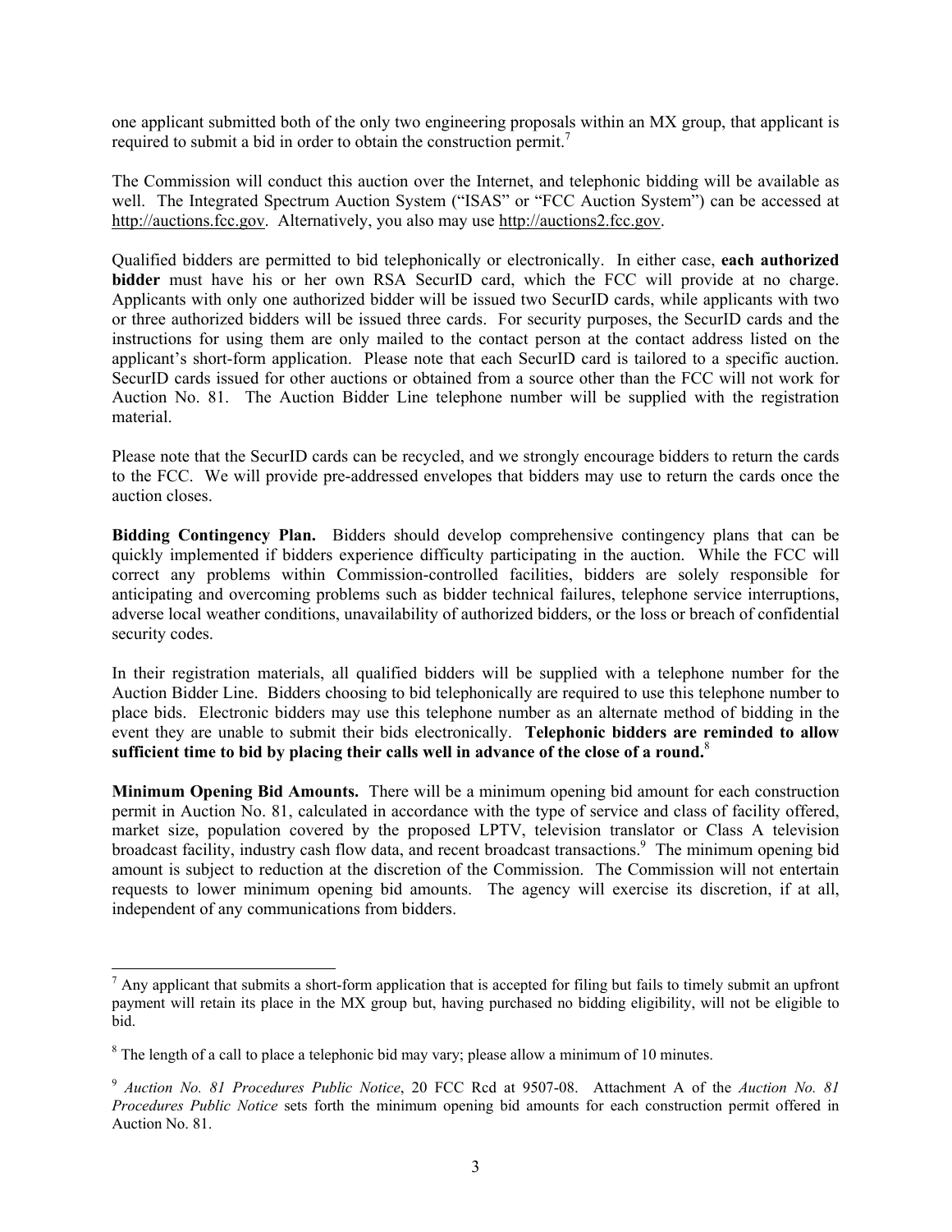one applicant submitted both of the only two engineering proposals within an MX group, that applicant is required to submit a bid in order to obtain the construction permit.[7]

The Commission will conduct this auction over the Internet, and telephonic bidding will be available as well. The Integrated Spectrum Auction System ("ISAS" or "FCC Auction System") can be accessed at http://auctions.fcc.gov. Alternatively, you also may use http://auctions2.fcc.gov.

Qualified bidders are permitted to bid telephonically or electronically. In either case, **each authorized bidder** must have his or her own RSA SecurID card, which the FCC will provide at no charge. Applicants with only one authorized bidder will be issued two SecurID cards, while applicants with two or three authorized bidders will be issued three cards. For security purposes, the SecurID cards and the instructions for using them are only mailed to the contact person at the contact address listed on the applicant's short-form application. Please note that each SecurID card is tailored to a specific auction. SecurID cards issued for other auctions or obtained from a source other than the FCC will not work for Auction No. 81. The Auction Bidder Line telephone number will be supplied with the registration material.

Please note that the SecurID cards can be recycled, and we strongly encourage bidders to return the cards to the FCC. We will provide pre-addressed envelopes that bidders may use to return the cards once the auction closes.

**Bidding Contingency Plan.** Bidders should develop comprehensive contingency plans that can be quickly implemented if bidders experience difficulty participating in the auction. While the FCC will correct any problems within Commission-controlled facilities, bidders are solely responsible for anticipating and overcoming problems such as bidder technical failures, telephone service interruptions, adverse local weather conditions, unavailability of authorized bidders, or the loss or breach of confidential security codes.

In their registration materials, all qualified bidders will be supplied with a telephone number for the Auction Bidder Line. Bidders choosing to bid telephonically are required to use this telephone number to place bids. Electronic bidders may use this telephone number as an alternate method of bidding in the event they are unable to submit their bids electronically. **Telephonic bidders are reminded to allow sufficient time to bid by placing their calls well in advance of the close of a round.**[8]

**Minimum Opening Bid Amounts.** There will be a minimum opening bid amount for each construction permit in Auction No. 81, calculated in accordance with the type of service and class of facility offered, market size, population covered by the proposed LPTV, television translator or Class A television broadcast facility, industry cash flow data, and recent broadcast transactions.[9] The minimum opening bid amount is subject to reduction at the discretion of the Commission. The Commission will not entertain requests to lower minimum opening bid amounts. The agency will exercise its discretion, if at all, independent of any communications from bidders.

---

[7] Any applicant that submits a short-form application that is accepted for filing but fails to timely submit an upfront payment will retain its place in the MX group but, having purchased no bidding eligibility, will not be eligible to bid.

[8] The length of a call to place a telephonic bid may vary; please allow a minimum of 10 minutes.

[9] *Auction No. 81 Procedures Public Notice*, 20 FCC Rcd at 9507-08. Attachment A of the *Auction No. 81 Procedures Public Notice* sets forth the minimum opening bid amounts for each construction permit offered in Auction No. 81.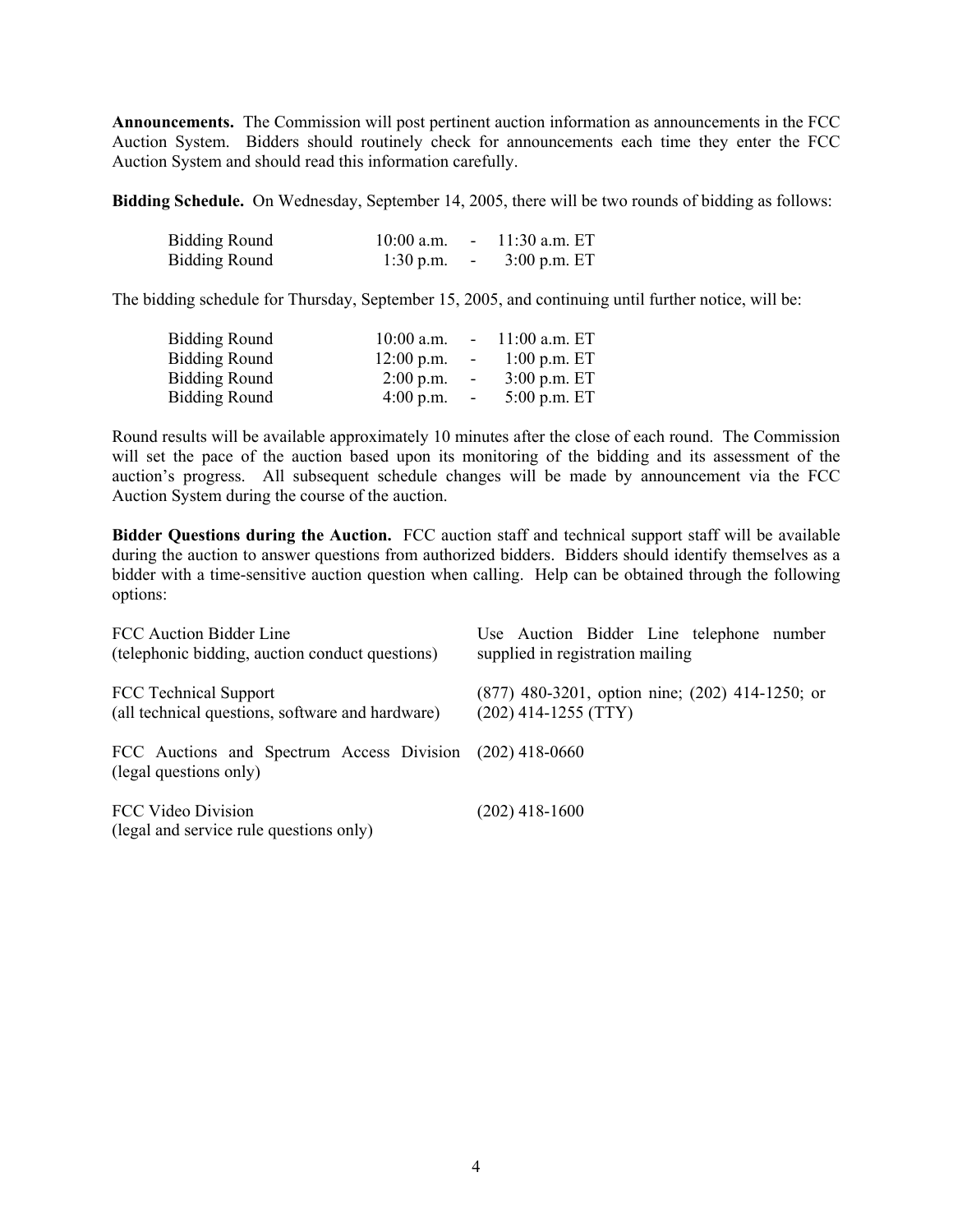**Announcements.** The Commission will post pertinent auction information as announcements in the FCC Auction System. Bidders should routinely check for announcements each time they enter the FCC Auction System and should read this information carefully.

**Bidding Schedule.** On Wednesday, September 14, 2005, there will be two rounds of bidding as follows:

| | | | |
|---|---|---|---|
| Bidding Round | 10:00 a.m. | - | 11:30 a.m. ET |
| Bidding Round | 1:30 p.m. | - | 3:00 p.m. ET |

The bidding schedule for Thursday, September 15, 2005, and continuing until further notice, will be:

| | | | |
|---|---|---|---|
| Bidding Round | 10:00 a.m. | - | 11:00 a.m. ET |
| Bidding Round | 12:00 p.m. | - | 1:00 p.m. ET |
| Bidding Round | 2:00 p.m. | - | 3:00 p.m. ET |
| Bidding Round | 4:00 p.m. | - | 5:00 p.m. ET |

Round results will be available approximately 10 minutes after the close of each round. The Commission will set the pace of the auction based upon its monitoring of the bidding and its assessment of the auction's progress. All subsequent schedule changes will be made by announcement via the FCC Auction System during the course of the auction.

**Bidder Questions during the Auction.** FCC auction staff and technical support staff will be available during the auction to answer questions from authorized bidders. Bidders should identify themselves as a bidder with a time-sensitive auction question when calling. Help can be obtained through the following options:

| | |
|---|---|
| FCC Auction Bidder Line (telephonic bidding, auction conduct questions) | Use Auction Bidder Line telephone number supplied in registration mailing |
| FCC Technical Support (all technical questions, software and hardware) | (877) 480-3201, option nine; (202) 414-1250; or (202) 414-1255 (TTY) |
| FCC Auctions and Spectrum Access Division (legal questions only) | (202) 418-0660 |
| FCC Video Division (legal and service rule questions only) | (202) 418-1600 |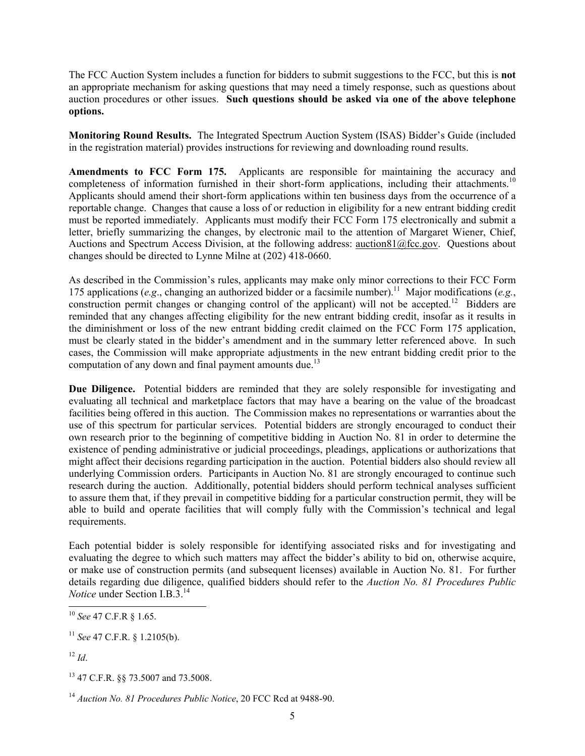The FCC Auction System includes a function for bidders to submit suggestions to the FCC, but this is **not** an appropriate mechanism for asking questions that may need a timely response, such as questions about auction procedures or other issues. **Such questions should be asked via one of the above telephone options.**

**Monitoring Round Results.** The Integrated Spectrum Auction System (ISAS) Bidder's Guide (included in the registration material) provides instructions for reviewing and downloading round results.

**Amendments to FCC Form 175.** Applicants are responsible for maintaining the accuracy and completeness of information furnished in their short-form applications, including their attachments.[10] Applicants should amend their short-form applications within ten business days from the occurrence of a reportable change. Changes that cause a loss of or reduction in eligibility for a new entrant bidding credit must be reported immediately. Applicants must modify their FCC Form 175 electronically and submit a letter, briefly summarizing the changes, by electronic mail to the attention of Margaret Wiener, Chief, Auctions and Spectrum Access Division, at the following address: auction81@fcc.gov. Questions about changes should be directed to Lynne Milne at (202) 418-0660.

As described in the Commission's rules, applicants may make only minor corrections to their FCC Form 175 applications (*e.g*., changing an authorized bidder or a facsimile number).[11] Major modifications (*e.g.*, construction permit changes or changing control of the applicant) will not be accepted.[12] Bidders are reminded that any changes affecting eligibility for the new entrant bidding credit, insofar as it results in the diminishment or loss of the new entrant bidding credit claimed on the FCC Form 175 application, must be clearly stated in the bidder's amendment and in the summary letter referenced above. In such cases, the Commission will make appropriate adjustments in the new entrant bidding credit prior to the computation of any down and final payment amounts due.[13]

**Due Diligence.** Potential bidders are reminded that they are solely responsible for investigating and evaluating all technical and marketplace factors that may have a bearing on the value of the broadcast facilities being offered in this auction. The Commission makes no representations or warranties about the use of this spectrum for particular services. Potential bidders are strongly encouraged to conduct their own research prior to the beginning of competitive bidding in Auction No. 81 in order to determine the existence of pending administrative or judicial proceedings, pleadings, applications or authorizations that might affect their decisions regarding participation in the auction. Potential bidders also should review all underlying Commission orders. Participants in Auction No. 81 are strongly encouraged to continue such research during the auction. Additionally, potential bidders should perform technical analyses sufficient to assure them that, if they prevail in competitive bidding for a particular construction permit, they will be able to build and operate facilities that will comply fully with the Commission's technical and legal requirements.

Each potential bidder is solely responsible for identifying associated risks and for investigating and evaluating the degree to which such matters may affect the bidder's ability to bid on, otherwise acquire, or make use of construction permits (and subsequent licenses) available in Auction No. 81. For further details regarding due diligence, qualified bidders should refer to the *Auction No. 81 Procedures Public Notice* under Section I.B.3.[14]

---

[10] *See* 47 C.F.R § 1.65.

[11] *See* 47 C.F.R. § 1.2105(b).

[12] *Id*.

[13] 47 C.F.R. §§ 73.5007 and 73.5008.

[14] *Auction No. 81 Procedures Public Notice*, 20 FCC Rcd at 9488-90.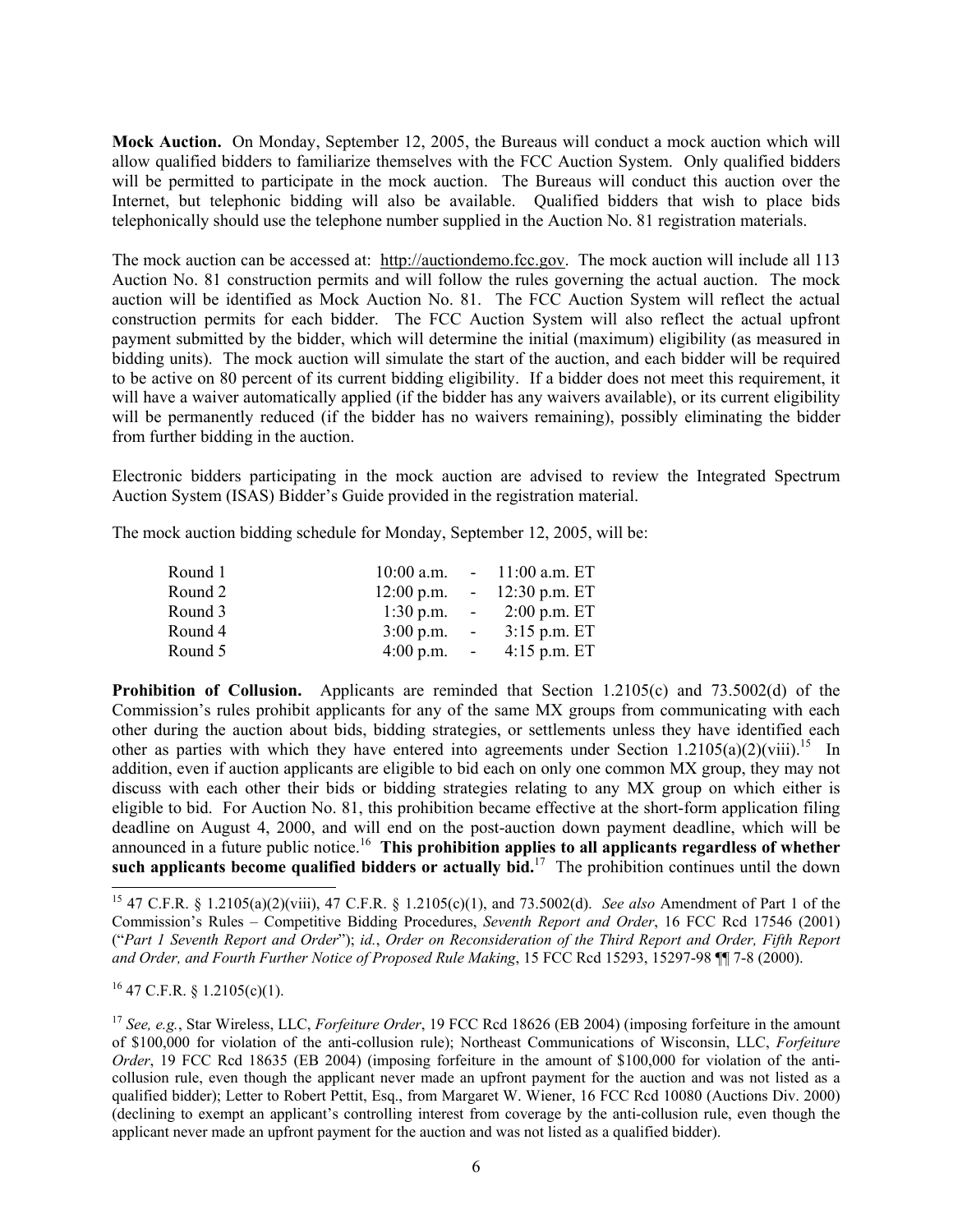**Mock Auction.** On Monday, September 12, 2005, the Bureaus will conduct a mock auction which will allow qualified bidders to familiarize themselves with the FCC Auction System. Only qualified bidders will be permitted to participate in the mock auction. The Bureaus will conduct this auction over the Internet, but telephonic bidding will also be available. Qualified bidders that wish to place bids telephonically should use the telephone number supplied in the Auction No. 81 registration materials.

The mock auction can be accessed at: http://auctiondemo.fcc.gov. The mock auction will include all 113 Auction No. 81 construction permits and will follow the rules governing the actual auction. The mock auction will be identified as Mock Auction No. 81. The FCC Auction System will reflect the actual construction permits for each bidder. The FCC Auction System will also reflect the actual upfront payment submitted by the bidder, which will determine the initial (maximum) eligibility (as measured in bidding units). The mock auction will simulate the start of the auction, and each bidder will be required to be active on 80 percent of its current bidding eligibility. If a bidder does not meet this requirement, it will have a waiver automatically applied (if the bidder has any waivers available), or its current eligibility will be permanently reduced (if the bidder has no waivers remaining), possibly eliminating the bidder from further bidding in the auction.

Electronic bidders participating in the mock auction are advised to review the Integrated Spectrum Auction System (ISAS) Bidder's Guide provided in the registration material.

The mock auction bidding schedule for Monday, September 12, 2005, will be:

| | | | |
|---|---|---|---|
| Round 1 | 10:00 a.m. | - | 11:00 a.m. ET |
| Round 2 | 12:00 p.m. | - | 12:30 p.m. ET |
| Round 3 | 1:30 p.m. | - | 2:00 p.m. ET |
| Round 4 | 3:00 p.m. | - | 3:15 p.m. ET |
| Round 5 | 4:00 p.m. | - | 4:15 p.m. ET |

**Prohibition of Collusion.** Applicants are reminded that Section 1.2105(c) and 73.5002(d) of the Commission's rules prohibit applicants for any of the same MX groups from communicating with each other during the auction about bids, bidding strategies, or settlements unless they have identified each other as parties with which they have entered into agreements under Section 1.2105(a)(2)(viii).[15] In addition, even if auction applicants are eligible to bid each on only one common MX group, they may not discuss with each other their bids or bidding strategies relating to any MX group on which either is eligible to bid. For Auction No. 81, this prohibition became effective at the short-form application filing deadline on August 4, 2000, and will end on the post-auction down payment deadline, which will be announced in a future public notice.[16] **This prohibition applies to all applicants regardless of whether such applicants become qualified bidders or actually bid.**[17] The prohibition continues until the down

---

[15] 47 C.F.R. § 1.2105(a)(2)(viii), 47 C.F.R. § 1.2105(c)(1), and 73.5002(d). *See also* Amendment of Part 1 of the Commission's Rules – Competitive Bidding Procedures, *Seventh Report and Order*, 16 FCC Rcd 17546 (2001) ("*Part 1 Seventh Report and Order*"); *id.*, *Order on Reconsideration of the Third Report and Order, Fifth Report and Order, and Fourth Further Notice of Proposed Rule Making*, 15 FCC Rcd 15293, 15297-98 ¶¶ 7-8 (2000).

[16] 47 C.F.R. § 1.2105(c)(1).

[17] *See, e.g.*, Star Wireless, LLC, *Forfeiture Order*, 19 FCC Rcd 18626 (EB 2004) (imposing forfeiture in the amount of $100,000 for violation of the anti-collusion rule); Northeast Communications of Wisconsin, LLC, *Forfeiture Order*, 19 FCC Rcd 18635 (EB 2004) (imposing forfeiture in the amount of $100,000 for violation of the anti-collusion rule, even though the applicant never made an upfront payment for the auction and was not listed as a qualified bidder); Letter to Robert Pettit, Esq., from Margaret W. Wiener, 16 FCC Rcd 10080 (Auctions Div. 2000) (declining to exempt an applicant's controlling interest from coverage by the anti-collusion rule, even though the applicant never made an upfront payment for the auction and was not listed as a qualified bidder).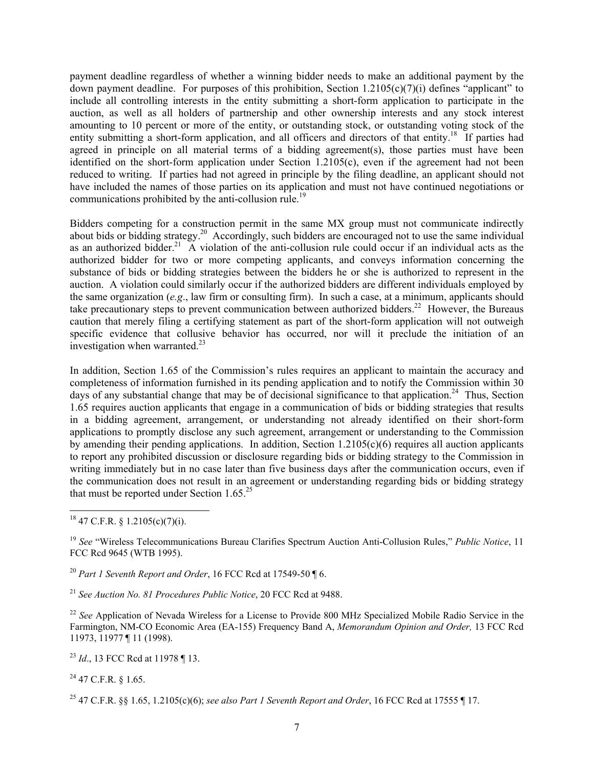payment deadline regardless of whether a winning bidder needs to make an additional payment by the down payment deadline. For purposes of this prohibition, Section 1.2105(c)(7)(i) defines "applicant" to include all controlling interests in the entity submitting a short-form application to participate in the auction, as well as all holders of partnership and other ownership interests and any stock interest amounting to 10 percent or more of the entity, or outstanding stock, or outstanding voting stock of the entity submitting a short-form application, and all officers and directors of that entity.[18] If parties had agreed in principle on all material terms of a bidding agreement(s), those parties must have been identified on the short-form application under Section 1.2105(c), even if the agreement had not been reduced to writing. If parties had not agreed in principle by the filing deadline, an applicant should not have included the names of those parties on its application and must not have continued negotiations or communications prohibited by the anti-collusion rule.[19]

Bidders competing for a construction permit in the same MX group must not communicate indirectly about bids or bidding strategy.[20] Accordingly, such bidders are encouraged not to use the same individual as an authorized bidder.[21] A violation of the anti-collusion rule could occur if an individual acts as the authorized bidder for two or more competing applicants, and conveys information concerning the substance of bids or bidding strategies between the bidders he or she is authorized to represent in the auction. A violation could similarly occur if the authorized bidders are different individuals employed by the same organization (*e.g*., law firm or consulting firm). In such a case, at a minimum, applicants should take precautionary steps to prevent communication between authorized bidders.[22] However, the Bureaus caution that merely filing a certifying statement as part of the short-form application will not outweigh specific evidence that collusive behavior has occurred, nor will it preclude the initiation of an investigation when warranted.[23]

In addition, Section 1.65 of the Commission's rules requires an applicant to maintain the accuracy and completeness of information furnished in its pending application and to notify the Commission within 30 days of any substantial change that may be of decisional significance to that application.[24] Thus, Section 1.65 requires auction applicants that engage in a communication of bids or bidding strategies that results in a bidding agreement, arrangement, or understanding not already identified on their short-form applications to promptly disclose any such agreement, arrangement or understanding to the Commission by amending their pending applications. In addition, Section 1.2105(c)(6) requires all auction applicants to report any prohibited discussion or disclosure regarding bids or bidding strategy to the Commission in writing immediately but in no case later than five business days after the communication occurs, even if the communication does not result in an agreement or understanding regarding bids or bidding strategy that must be reported under Section 1.65.[25]

---

[18] 47 C.F.R. § 1.2105(c)(7)(i).

[19] *See* "Wireless Telecommunications Bureau Clarifies Spectrum Auction Anti-Collusion Rules," *Public Notice*, 11 FCC Rcd 9645 (WTB 1995).

[20] *Part 1 Seventh Report and Order*, 16 FCC Rcd at 17549-50 ¶ 6.

[21] *See Auction No. 81 Procedures Public Notice*, 20 FCC Rcd at 9488.

[22] *See* Application of Nevada Wireless for a License to Provide 800 MHz Specialized Mobile Radio Service in the Farmington, NM-CO Economic Area (EA-155) Frequency Band A, *Memorandum Opinion and Order,* 13 FCC Rcd 11973, 11977 ¶ 11 (1998).

[23] *Id*., 13 FCC Rcd at 11978 ¶ 13.

[24] 47 C.F.R. § 1.65.

[25] 47 C.F.R. §§ 1.65, 1.2105(c)(6); *see also Part 1 Seventh Report and Order*, 16 FCC Rcd at 17555 ¶ 17.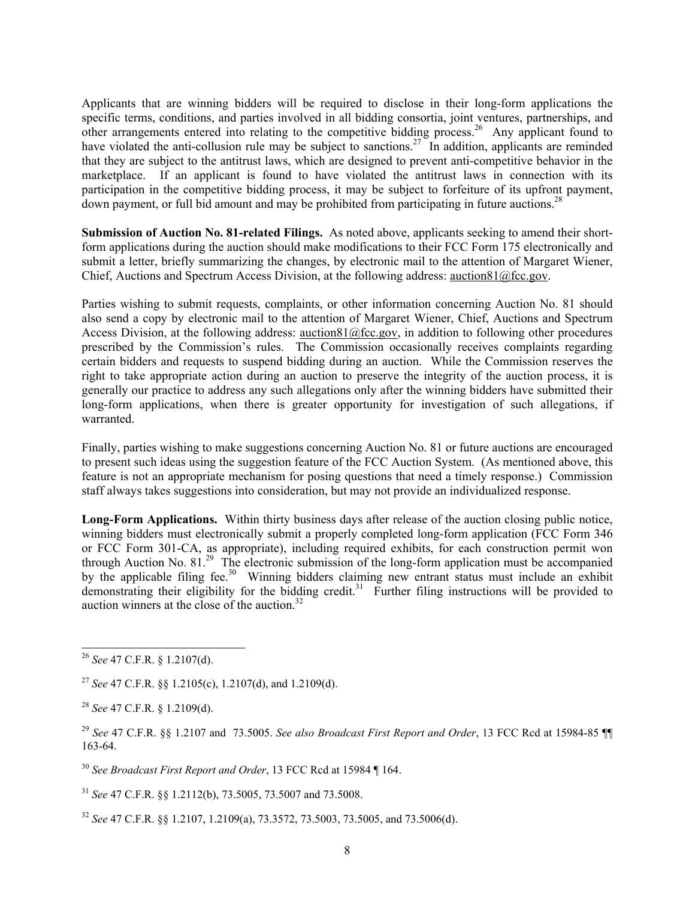Applicants that are winning bidders will be required to disclose in their long-form applications the specific terms, conditions, and parties involved in all bidding consortia, joint ventures, partnerships, and other arrangements entered into relating to the competitive bidding process.[26] Any applicant found to have violated the anti-collusion rule may be subject to sanctions.[27] In addition, applicants are reminded that they are subject to the antitrust laws, which are designed to prevent anti-competitive behavior in the marketplace. If an applicant is found to have violated the antitrust laws in connection with its participation in the competitive bidding process, it may be subject to forfeiture of its upfront payment, down payment, or full bid amount and may be prohibited from participating in future auctions.[28]

**Submission of Auction No. 81-related Filings.** As noted above, applicants seeking to amend their short-form applications during the auction should make modifications to their FCC Form 175 electronically and submit a letter, briefly summarizing the changes, by electronic mail to the attention of Margaret Wiener, Chief, Auctions and Spectrum Access Division, at the following address: auction81@fcc.gov.

Parties wishing to submit requests, complaints, or other information concerning Auction No. 81 should also send a copy by electronic mail to the attention of Margaret Wiener, Chief, Auctions and Spectrum Access Division, at the following address: auction81@fcc.gov, in addition to following other procedures prescribed by the Commission's rules. The Commission occasionally receives complaints regarding certain bidders and requests to suspend bidding during an auction. While the Commission reserves the right to take appropriate action during an auction to preserve the integrity of the auction process, it is generally our practice to address any such allegations only after the winning bidders have submitted their long-form applications, when there is greater opportunity for investigation of such allegations, if warranted.

Finally, parties wishing to make suggestions concerning Auction No. 81 or future auctions are encouraged to present such ideas using the suggestion feature of the FCC Auction System. (As mentioned above, this feature is not an appropriate mechanism for posing questions that need a timely response.) Commission staff always takes suggestions into consideration, but may not provide an individualized response.

**Long-Form Applications.** Within thirty business days after release of the auction closing public notice, winning bidders must electronically submit a properly completed long-form application (FCC Form 346 or FCC Form 301-CA, as appropriate), including required exhibits, for each construction permit won through Auction No. 81.[29] The electronic submission of the long-form application must be accompanied by the applicable filing fee.[30] Winning bidders claiming new entrant status must include an exhibit demonstrating their eligibility for the bidding credit.[31] Further filing instructions will be provided to auction winners at the close of the auction.[32]

---

[26] *See* 47 C.F.R. § 1.2107(d).

[27] *See* 47 C.F.R. §§ 1.2105(c), 1.2107(d), and 1.2109(d).

[28] *See* 47 C.F.R. § 1.2109(d).

[29] *See* 47 C.F.R. §§ 1.2107 and 73.5005. *See also Broadcast First Report and Order*, 13 FCC Rcd at 15984-85 ¶¶ 163-64.

[30] *See Broadcast First Report and Order*, 13 FCC Rcd at 15984 ¶ 164.

[31] *See* 47 C.F.R. §§ 1.2112(b), 73.5005, 73.5007 and 73.5008.

[32] *See* 47 C.F.R. §§ 1.2107, 1.2109(a), 73.3572, 73.5003, 73.5005, and 73.5006(d).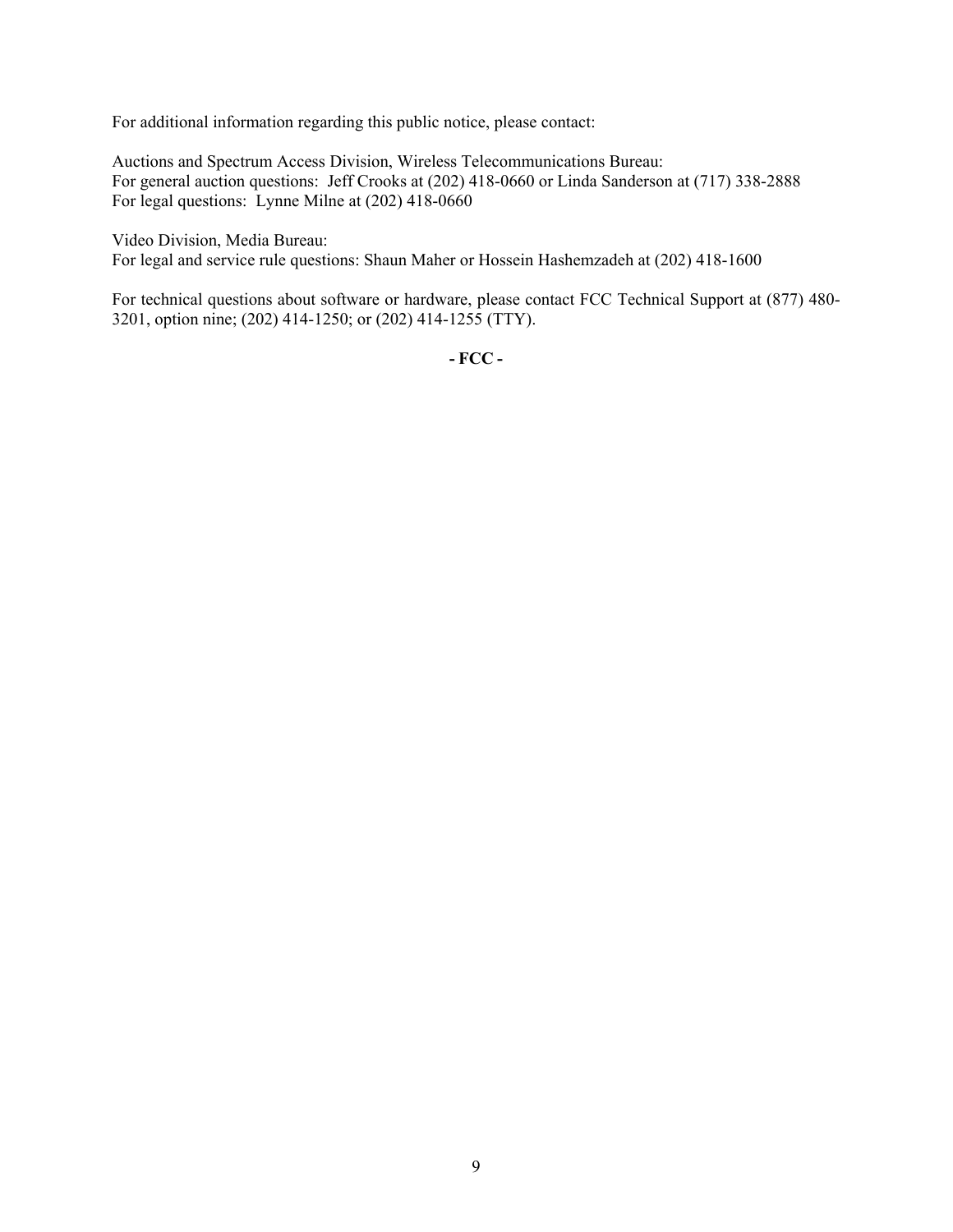For additional information regarding this public notice, please contact:

Auctions and Spectrum Access Division, Wireless Telecommunications Bureau:
For general auction questions: Jeff Crooks at (202) 418-0660 or Linda Sanderson at (717) 338-2888
For legal questions: Lynne Milne at (202) 418-0660

Video Division, Media Bureau:
For legal and service rule questions: Shaun Maher or Hossein Hashemzadeh at (202) 418-1600

For technical questions about software or hardware, please contact FCC Technical Support at (877) 480-3201, option nine; (202) 414-1250; or (202) 414-1255 (TTY).

**- FCC -**